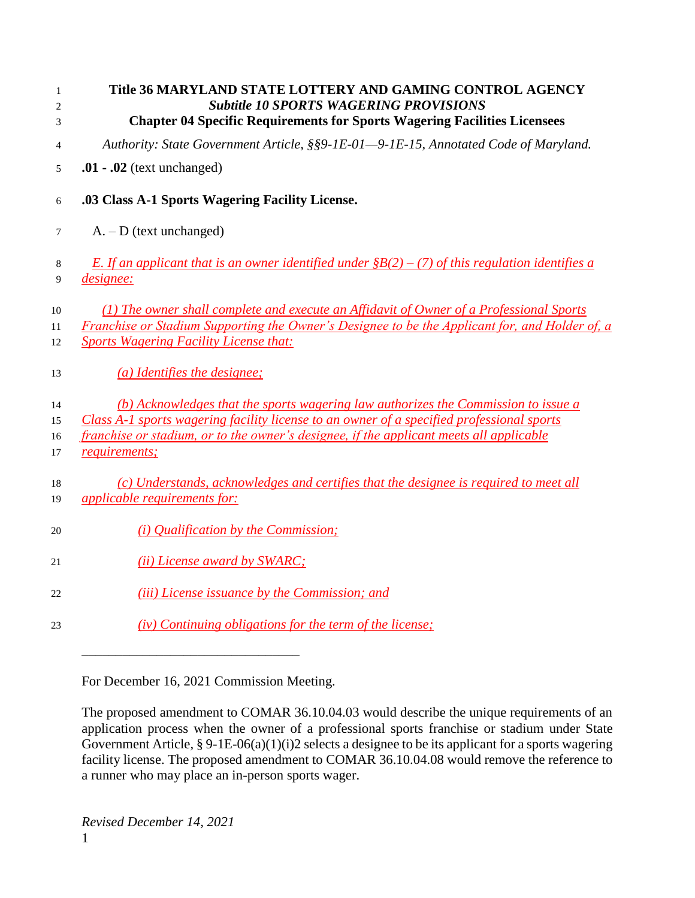**Title 36 MARYLAND STATE LOTTERY AND GAMING CONTROL AGENCY**

***Subtitle 10 SPORTS WAGERING PROVISIONS***

**Chapter 04 Specific Requirements for Sports Wagering Facilities Licensees**

*Authority: State Government Article, §§9-1E-01—9-1E-15, Annotated Code of Maryland.*

**.01 - .02** (text unchanged)

**.03 Class A-1 Sports Wagering Facility License.**

A. – D (text unchanged)

*E. If an applicant that is an owner identified under §B(2) – (7) of this regulation identifies a designee:*

*(1) The owner shall complete and execute an Affidavit of Owner of a Professional Sports Franchise or Stadium Supporting the Owner's Designee to be the Applicant for, and Holder of, a Sports Wagering Facility License that:*

*(a) Identifies the designee;*

*(b) Acknowledges that the sports wagering law authorizes the Commission to issue a Class A-1 sports wagering facility license to an owner of a specified professional sports franchise or stadium, or to the owner's designee, if the applicant meets all applicable requirements;*

*(c) Understands, acknowledges and certifies that the designee is required to meet all applicable requirements for:*

*(i) Qualification by the Commission;*

*(ii) License award by SWARC;*

*(iii) License issuance by the Commission; and*

*(iv) Continuing obligations for the term of the license;*

---

For December 16, 2021 Commission Meeting.

The proposed amendment to COMAR 36.10.04.03 would describe the unique requirements of an application process when the owner of a professional sports franchise or stadium under State Government Article, § 9-1E-06(a)(1)(i)2 selects a designee to be its applicant for a sports wagering facility license. The proposed amendment to COMAR 36.10.04.08 would remove the reference to a runner who may place an in-person sports wager.

*Revised December 14, 2021*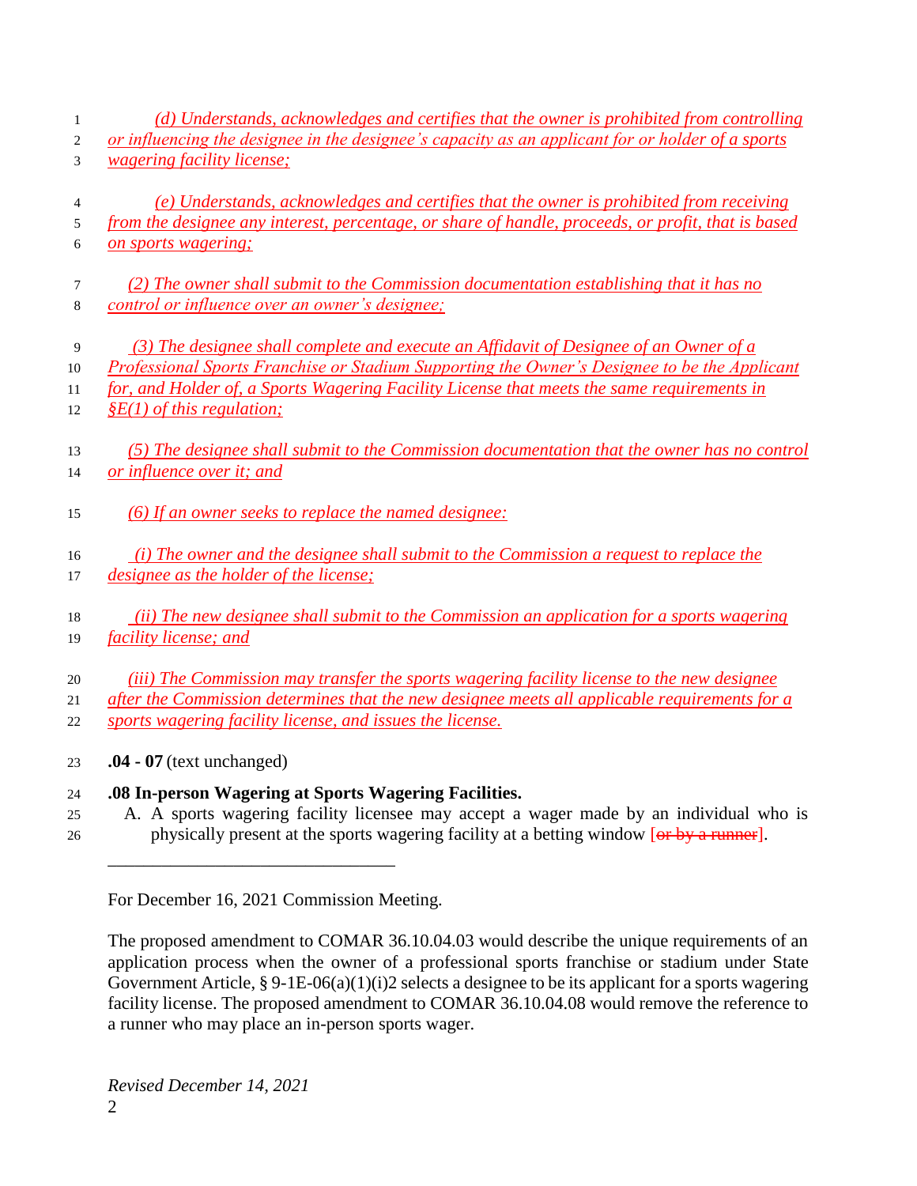*(d) Understands, acknowledges and certifies that the owner is prohibited from controlling or influencing the designee in the designee's capacity as an applicant for or holder of a sports wagering facility license;*

*(e) Understands, acknowledges and certifies that the owner is prohibited from receiving from the designee any interest, percentage, or share of handle, proceeds, or profit, that is based on sports wagering;*

*(2) The owner shall submit to the Commission documentation establishing that it has no control or influence over an owner's designee;*

*(3) The designee shall complete and execute an Affidavit of Designee of an Owner of a Professional Sports Franchise or Stadium Supporting the Owner's Designee to be the Applicant for, and Holder of, a Sports Wagering Facility License that meets the same requirements in §E(1) of this regulation;*

*(5) The designee shall submit to the Commission documentation that the owner has no control or influence over it; and*

*(6) If an owner seeks to replace the named designee:*

*(i) The owner and the designee shall submit to the Commission a request to replace the designee as the holder of the license;*

*(ii) The new designee shall submit to the Commission an application for a sports wagering facility license; and*

*(iii) The Commission may transfer the sports wagering facility license to the new designee after the Commission determines that the new designee meets all applicable requirements for a sports wagering facility license, and issues the license.*

**.04 - 07** (text unchanged)

**.08 In-person Wagering at Sports Wagering Facilities.**

A. A sports wagering facility licensee may accept a wager made by an individual who is physically present at the sports wagering facility at a betting window [~~or by a runner~~].

---

For December 16, 2021 Commission Meeting.

The proposed amendment to COMAR 36.10.04.03 would describe the unique requirements of an application process when the owner of a professional sports franchise or stadium under State Government Article, § 9-1E-06(a)(1)(i)2 selects a designee to be its applicant for a sports wagering facility license. The proposed amendment to COMAR 36.10.04.08 would remove the reference to a runner who may place an in-person sports wager.

*Revised December 14, 2021*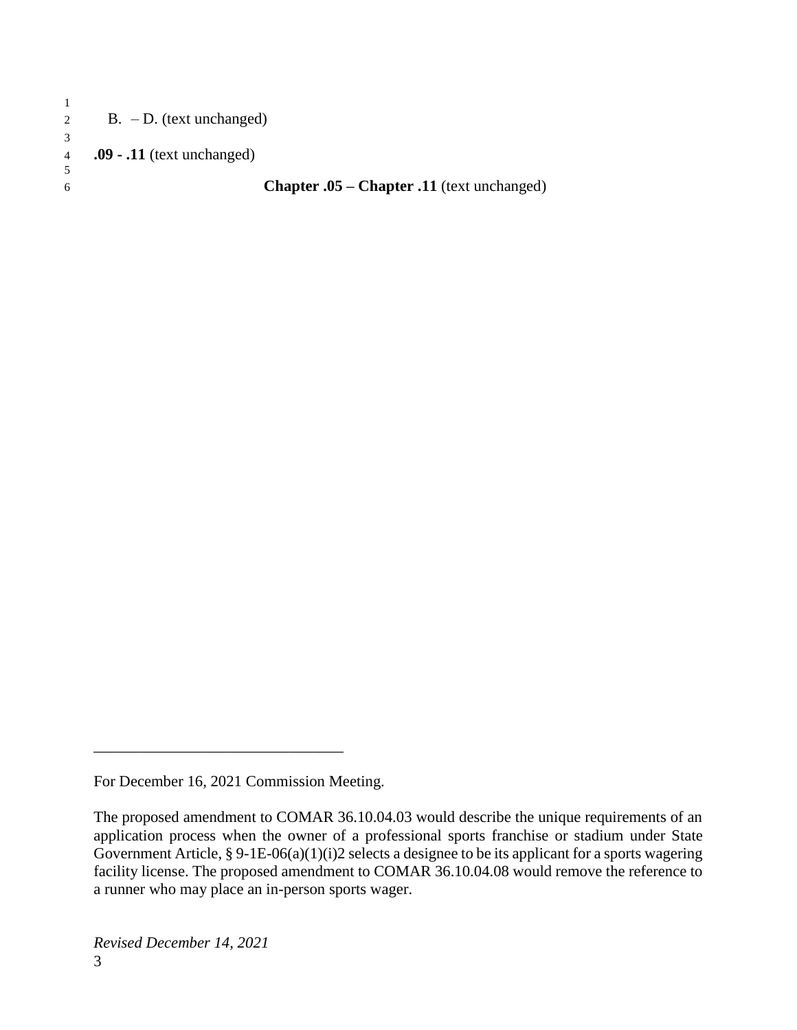B. – D. (text unchanged)

**.09 - .11** (text unchanged)

**Chapter .05 – Chapter .11** (text unchanged)

---

For December 16, 2021 Commission Meeting.

The proposed amendment to COMAR 36.10.04.03 would describe the unique requirements of an application process when the owner of a professional sports franchise or stadium under State Government Article, § 9-1E-06(a)(1)(i)2 selects a designee to be its applicant for a sports wagering facility license. The proposed amendment to COMAR 36.10.04.08 would remove the reference to a runner who may place an in-person sports wager.

*Revised December 14, 2021*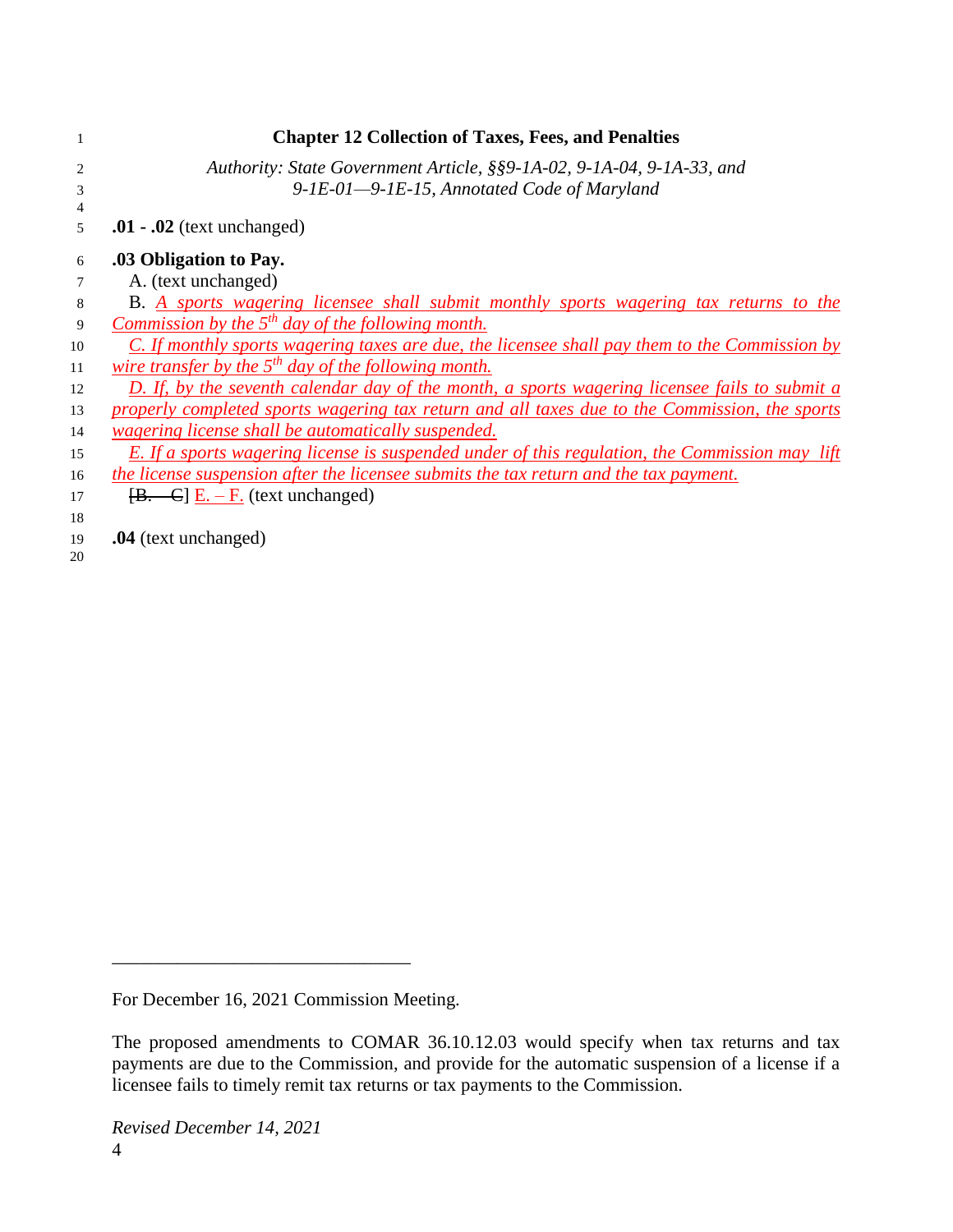**Chapter 12 Collection of Taxes, Fees, and Penalties**

*Authority: State Government Article, §§9-1A-02, 9-1A-04, 9-1A-33, and 9-1E-01—9-1E-15, Annotated Code of Maryland*

**.01 - .02** (text unchanged)

**.03 Obligation to Pay.**

A. (text unchanged)

B. *A sports wagering licensee shall submit monthly sports wagering tax returns to the Commission by the 5th day of the following month.*

*C. If monthly sports wagering taxes are due, the licensee shall pay them to the Commission by wire transfer by the 5th day of the following month.*

*D. If, by the seventh calendar day of the month, a sports wagering licensee fails to submit a properly completed sports wagering tax return and all taxes due to the Commission, the sports wagering license shall be automatically suspended.*

*E. If a sports wagering license is suspended under of this regulation, the Commission may lift the license suspension after the licensee submits the tax return and the tax payment.*

[~~B. – C~~] E. – F. (text unchanged)

**.04** (text unchanged)

---

For December 16, 2021 Commission Meeting.

The proposed amendments to COMAR 36.10.12.03 would specify when tax returns and tax payments are due to the Commission, and provide for the automatic suspension of a license if a licensee fails to timely remit tax returns or tax payments to the Commission.

*Revised December 14, 2021*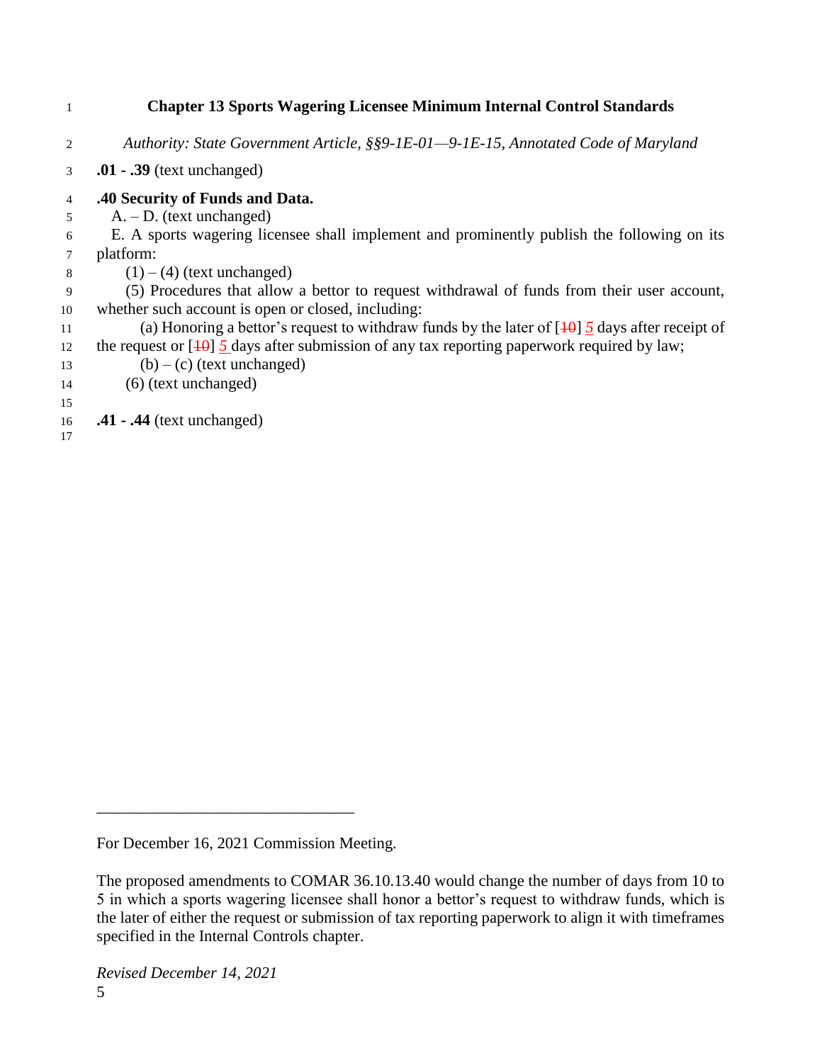## Chapter 13 Sports Wagering Licensee Minimum Internal Control Standards

*Authority: State Government Article, §§9-1E-01—9-1E-15, Annotated Code of Maryland*

**.01 - .39** (text unchanged)

**.40 Security of Funds and Data.**

A. – D. (text unchanged)

E. A sports wagering licensee shall implement and prominently publish the following on its platform:

(1) – (4) (text unchanged)

(5) Procedures that allow a bettor to request withdrawal of funds from their user account, whether such account is open or closed, including:

(a) Honoring a bettor's request to withdraw funds by the later of [~~10~~] *5* days after receipt of the request or [~~10~~] *5* days after submission of any tax reporting paperwork required by law;

(b) – (c) (text unchanged)

(6) (text unchanged)

**.41 - .44** (text unchanged)

---

For December 16, 2021 Commission Meeting.

The proposed amendments to COMAR 36.10.13.40 would change the number of days from 10 to 5 in which a sports wagering licensee shall honor a bettor's request to withdraw funds, which is the later of either the request or submission of tax reporting paperwork to align it with timeframes specified in the Internal Controls chapter.

*Revised December 14, 2021*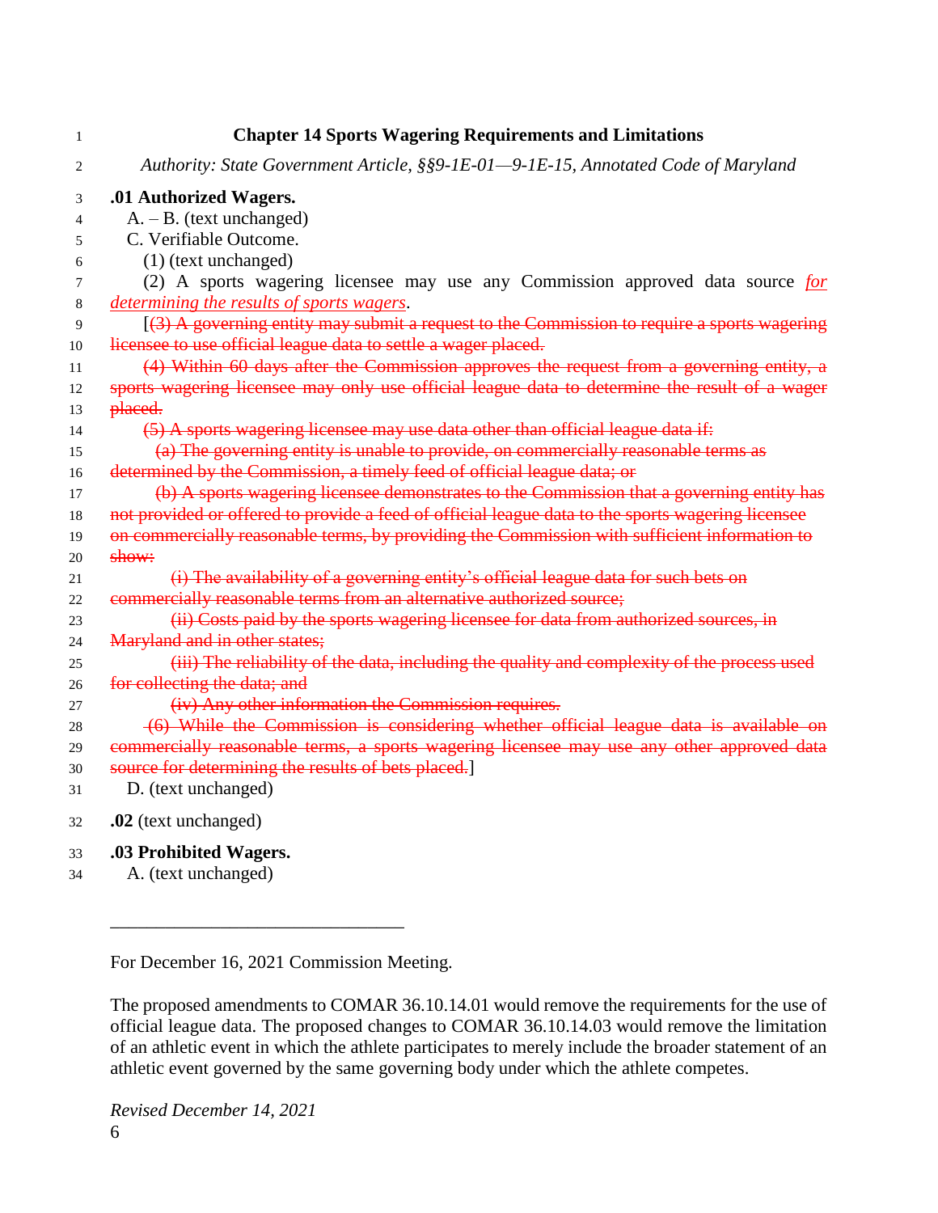**Chapter 14 Sports Wagering Requirements and Limitations**

*Authority: State Government Article, §§9-1E-01—9-1E-15, Annotated Code of Maryland*

**.01 Authorized Wagers.**

A. – B. (text unchanged)

C. Verifiable Outcome.

(1) (text unchanged)

(2) A sports wagering licensee may use any Commission approved data source *for determining the results of sports wagers*.

[~~(3) A governing entity may submit a request to the Commission to require a sports wagering licensee to use official league data to settle a wager placed.~~

~~(4) Within 60 days after the Commission approves the request from a governing entity, a sports wagering licensee may only use official league data to determine the result of a wager placed.~~

~~(5) A sports wagering licensee may use data other than official league data if:~~

~~(a) The governing entity is unable to provide, on commercially reasonable terms as determined by the Commission, a timely feed of official league data; or~~

~~(b) A sports wagering licensee demonstrates to the Commission that a governing entity has not provided or offered to provide a feed of official league data to the sports wagering licensee on commercially reasonable terms, by providing the Commission with sufficient information to show:~~

~~(i) The availability of a governing entity's official league data for such bets on commercially reasonable terms from an alternative authorized source;~~

~~(ii) Costs paid by the sports wagering licensee for data from authorized sources, in Maryland and in other states;~~

~~(iii) The reliability of the data, including the quality and complexity of the process used for collecting the data; and~~

~~(iv) Any other information the Commission requires.~~

~~(6) While the Commission is considering whether official league data is available on commercially reasonable terms, a sports wagering licensee may use any other approved data source for determining the results of bets placed.~~]

D. (text unchanged)

**.02** (text unchanged)

**.03 Prohibited Wagers.**

A. (text unchanged)

---

For December 16, 2021 Commission Meeting.

The proposed amendments to COMAR 36.10.14.01 would remove the requirements for the use of official league data. The proposed changes to COMAR 36.10.14.03 would remove the limitation of an athletic event in which the athlete participates to merely include the broader statement of an athletic event governed by the same governing body under which the athlete competes.

*Revised December 14, 2021*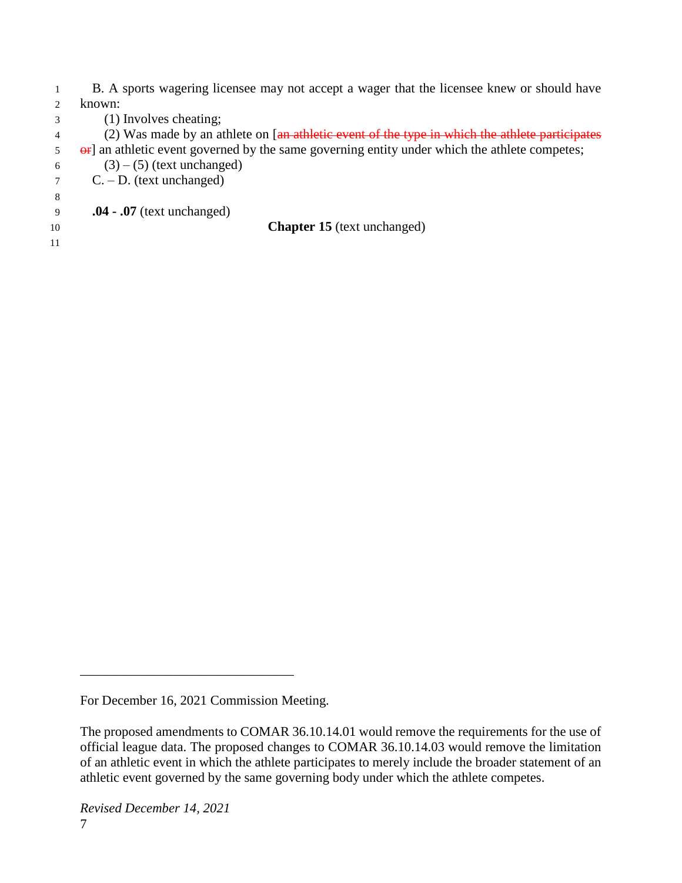B. A sports wagering licensee may not accept a wager that the licensee knew or should have known:

(1) Involves cheating;

(2) Was made by an athlete on [~~an athletic event of the type in which the athlete participates or~~] an athletic event governed by the same governing entity under which the athlete competes;

(3) – (5) (text unchanged)

C. – D. (text unchanged)

**.04 - .07** (text unchanged)

**Chapter 15** (text unchanged)

---

For December 16, 2021 Commission Meeting.

The proposed amendments to COMAR 36.10.14.01 would remove the requirements for the use of official league data. The proposed changes to COMAR 36.10.14.03 would remove the limitation of an athletic event in which the athlete participates to merely include the broader statement of an athletic event governed by the same governing body under which the athlete competes.

*Revised December 14, 2021*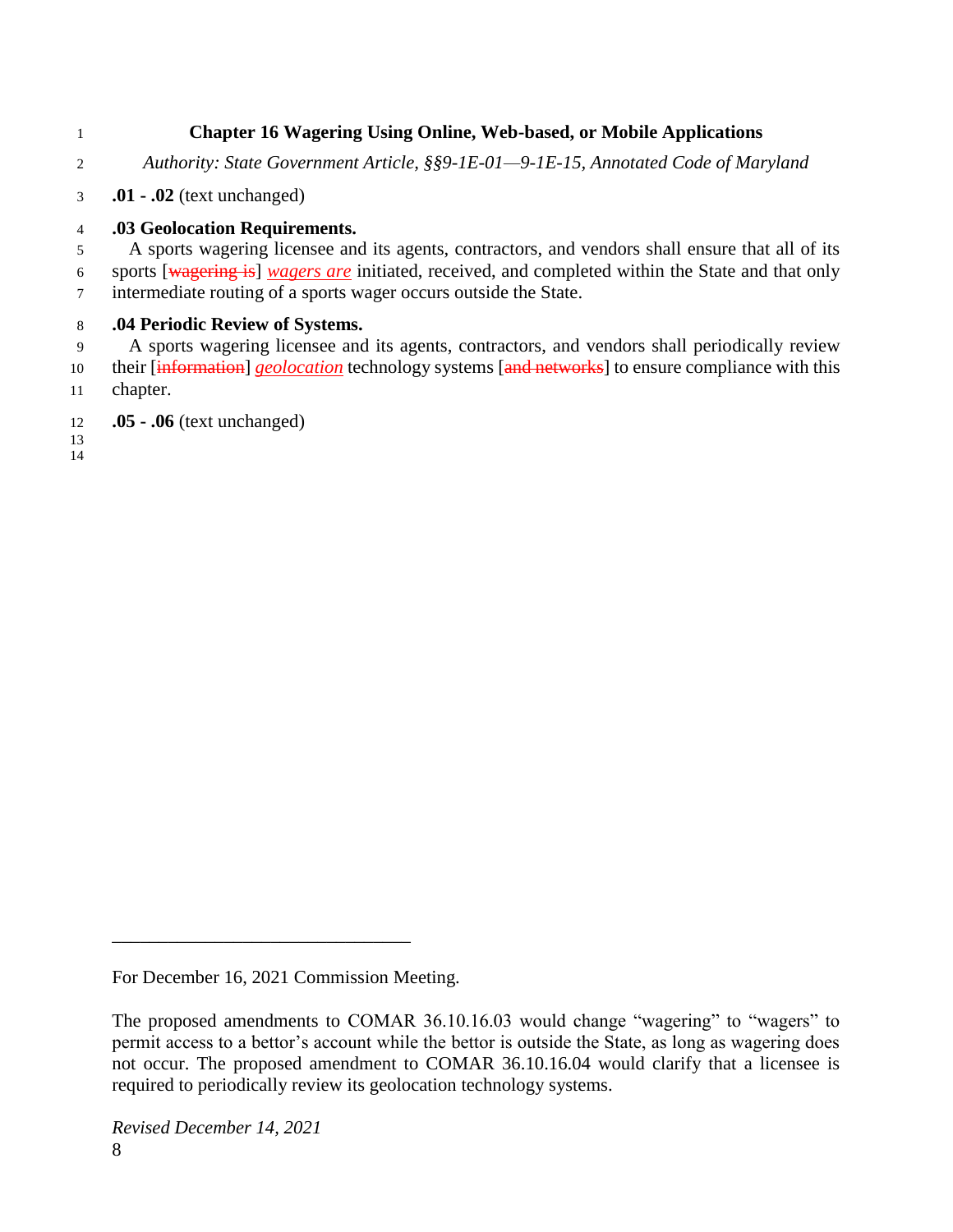# Chapter 16 Wagering Using Online, Web-based, or Mobile Applications

*Authority: State Government Article, §§9-1E-01—9-1E-15, Annotated Code of Maryland*

**.01 - .02** (text unchanged)

**.03 Geolocation Requirements.**

A sports wagering licensee and its agents, contractors, and vendors shall ensure that all of its sports [~~wagering is~~] *wagers are* initiated, received, and completed within the State and that only intermediate routing of a sports wager occurs outside the State.

**.04 Periodic Review of Systems.**

A sports wagering licensee and its agents, contractors, and vendors shall periodically review their [~~information~~] *geolocation* technology systems [~~and networks~~] to ensure compliance with this chapter.

**.05 - .06** (text unchanged)

---

For December 16, 2021 Commission Meeting.

The proposed amendments to COMAR 36.10.16.03 would change "wagering" to "wagers" to permit access to a bettor's account while the bettor is outside the State, as long as wagering does not occur. The proposed amendment to COMAR 36.10.16.04 would clarify that a licensee is required to periodically review its geolocation technology systems.

*Revised December 14, 2021*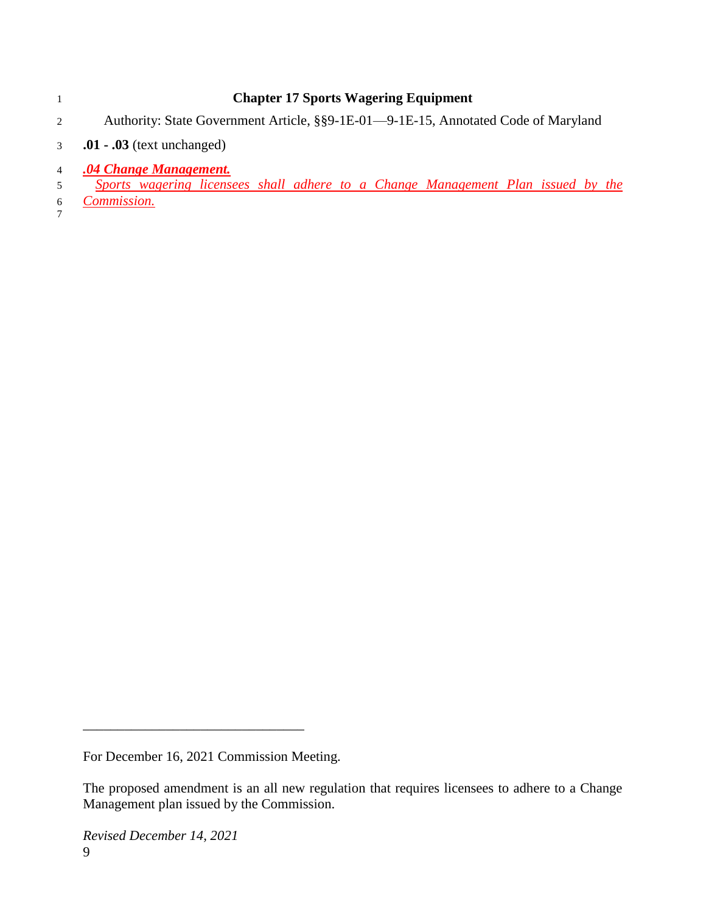# Chapter 17 Sports Wagering Equipment

Authority: State Government Article, §§9-1E-01—9-1E-15, Annotated Code of Maryland

**.01 - .03** (text unchanged)

***.04 Change Management.***

*Sports wagering licensees shall adhere to a Change Management Plan issued by the Commission.*

---

For December 16, 2021 Commission Meeting.

The proposed amendment is an all new regulation that requires licensees to adhere to a Change Management plan issued by the Commission.

*Revised December 14, 2021*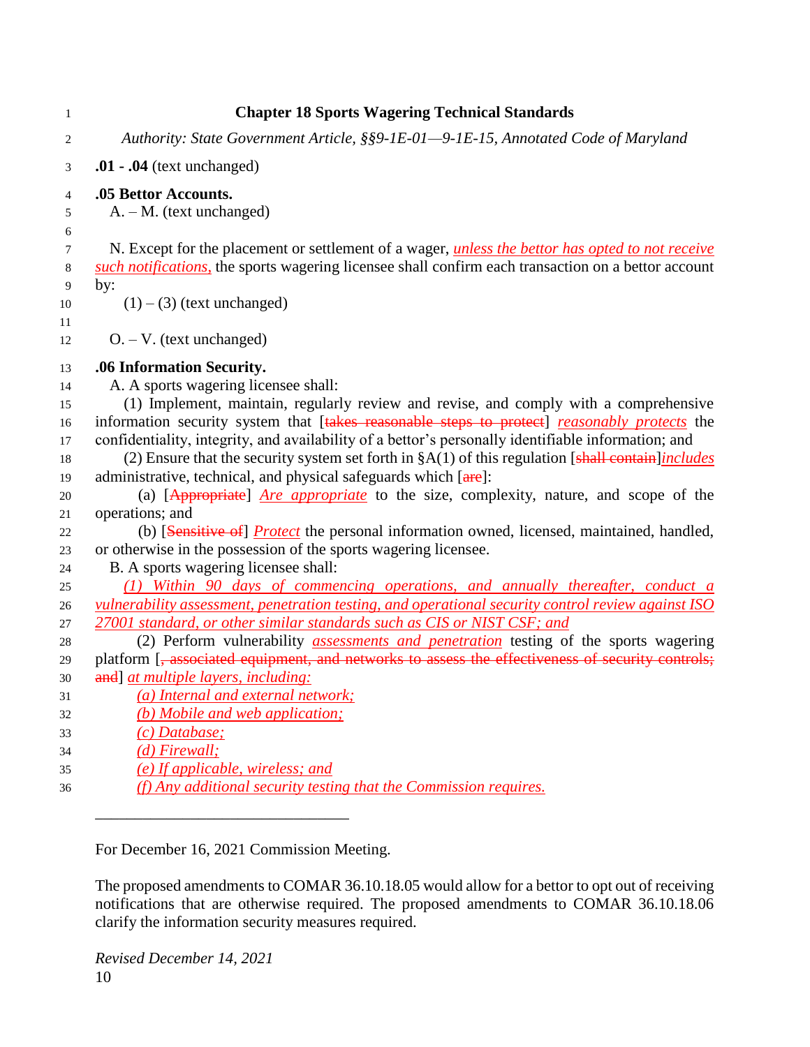# Chapter 18 Sports Wagering Technical Standards

*Authority: State Government Article, §§9-1E-01—9-1E-15, Annotated Code of Maryland*

**.01 - .04** (text unchanged)

**.05 Bettor Accounts.**

A. – M. (text unchanged)

N. Except for the placement or settlement of a wager, *unless the bettor has opted to not receive such notifications,* the sports wagering licensee shall confirm each transaction on a bettor account by:

(1) – (3) (text unchanged)

O. – V. (text unchanged)

**.06 Information Security.**

A. A sports wagering licensee shall:

(1) Implement, maintain, regularly review and revise, and comply with a comprehensive information security system that [~~takes reasonable steps to protect~~] *reasonably protects* the confidentiality, integrity, and availability of a bettor's personally identifiable information; and

(2) Ensure that the security system set forth in §A(1) of this regulation [~~shall contain~~]*includes* administrative, technical, and physical safeguards which [~~are~~]:

(a) [~~Appropriate~~] *Are appropriate* to the size, complexity, nature, and scope of the operations; and

(b) [~~Sensitive of~~] *Protect* the personal information owned, licensed, maintained, handled, or otherwise in the possession of the sports wagering licensee.

B. A sports wagering licensee shall:

*(1) Within 90 days of commencing operations, and annually thereafter, conduct a vulnerability assessment, penetration testing, and operational security control review against ISO 27001 standard, or other similar standards such as CIS or NIST CSF; and*

(2) Perform vulnerability *assessments and penetration* testing of the sports wagering platform [~~, associated equipment, and networks to assess the effectiveness of security controls; and~~] *at multiple layers, including:*

*(a) Internal and external network;*

*(b) Mobile and web application;*

*(c) Database;*

*(d) Firewall;*

*(e) If applicable, wireless; and*

*(f) Any additional security testing that the Commission requires.*

---

For December 16, 2021 Commission Meeting.

The proposed amendments to COMAR 36.10.18.05 would allow for a bettor to opt out of receiving notifications that are otherwise required. The proposed amendments to COMAR 36.10.18.06 clarify the information security measures required.

*Revised December 14, 2021*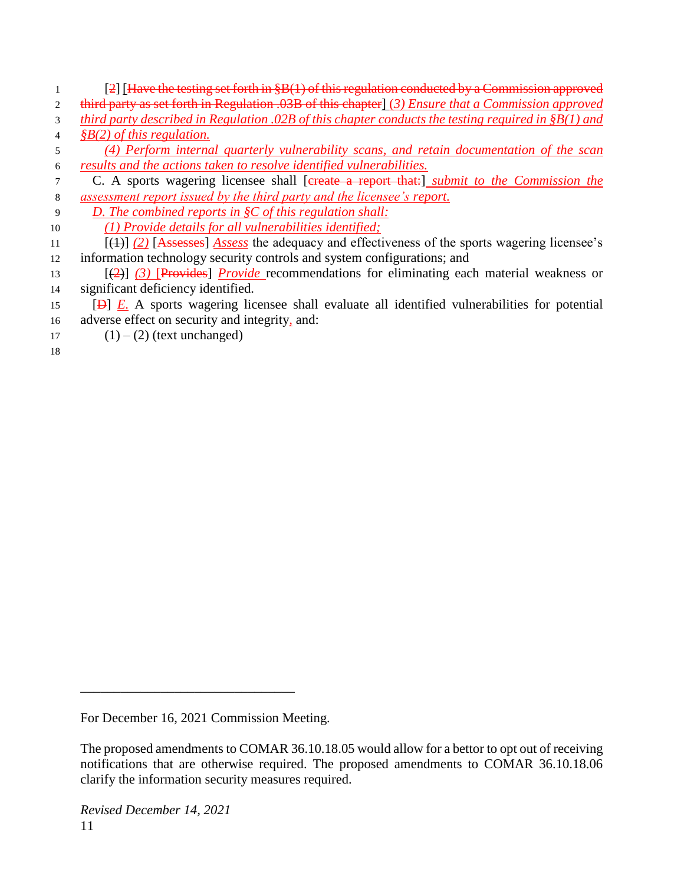[2] [~~Have the testing set forth in §B(1) of this regulation conducted by a Commission approved third party as set forth in Regulation .03B of this chapter~~] *(3) Ensure that a Commission approved third party described in Regulation .02B of this chapter conducts the testing required in §B(1) and §B(2) of this regulation.*

*(4) Perform internal quarterly vulnerability scans, and retain documentation of the scan results and the actions taken to resolve identified vulnerabilities.*

C. A sports wagering licensee shall [~~create a report that:~~] *submit to the Commission the assessment report issued by the third party and the licensee's report.*

*D. The combined reports in §C of this regulation shall:*

*(1) Provide details for all vulnerabilities identified;*

[~~(1)~~] *(2)* [~~Assesses~~] *Assess* the adequacy and effectiveness of the sports wagering licensee's information technology security controls and system configurations; and

[~~(2)~~] *(3)* [~~Provides~~] *Provide* recommendations for eliminating each material weakness or significant deficiency identified.

[~~D~~] *E.* A sports wagering licensee shall evaluate all identified vulnerabilities for potential adverse effect on security and integrity, and:

(1) – (2) (text unchanged)

---

For December 16, 2021 Commission Meeting.

The proposed amendments to COMAR 36.10.18.05 would allow for a bettor to opt out of receiving notifications that are otherwise required. The proposed amendments to COMAR 36.10.18.06 clarify the information security measures required.

*Revised December 14, 2021*